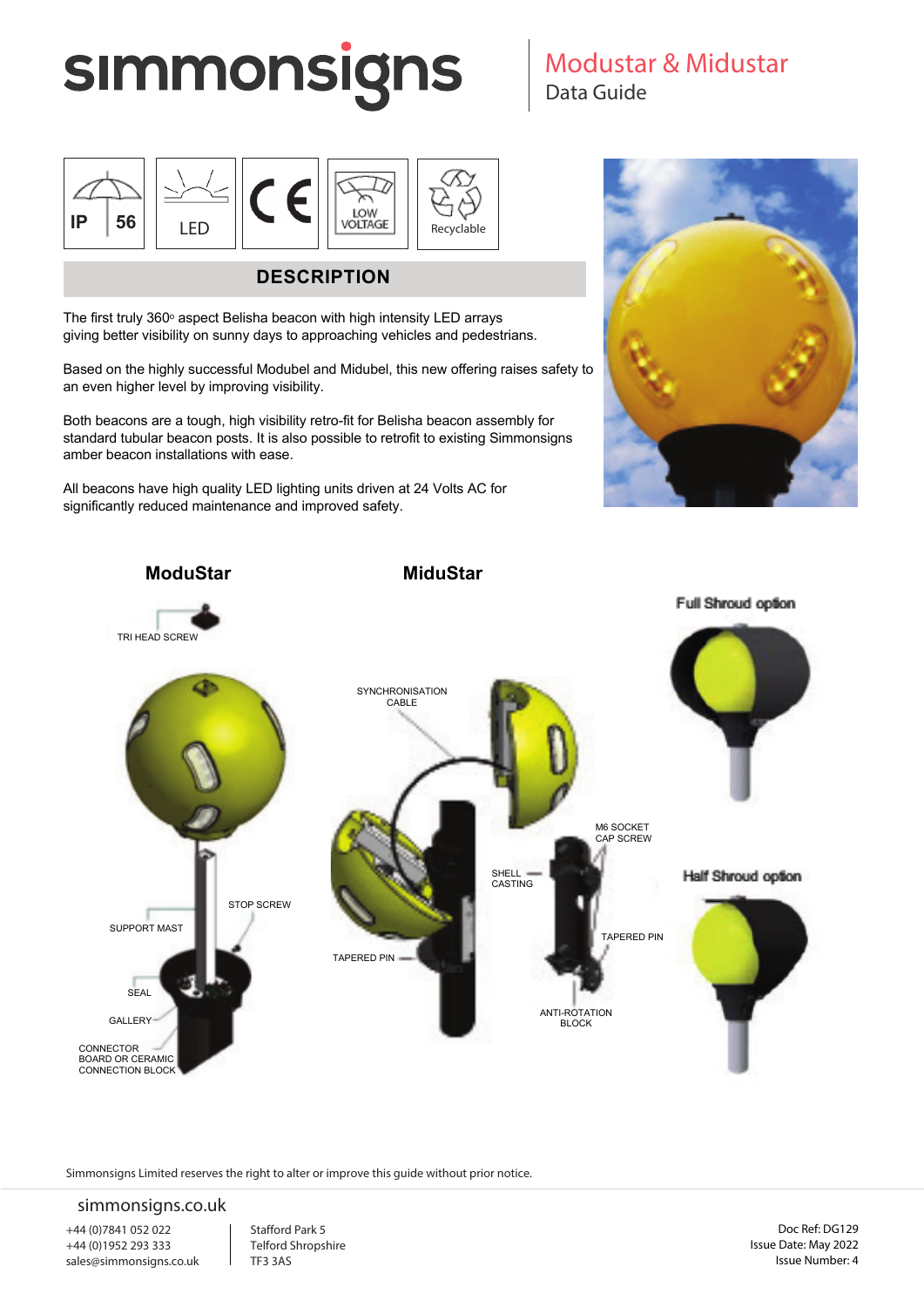# simmonsigns

## Modustar & Midustar
Data Guide

IP 56 | LED | CE | LOW VOLTAGE | Recyclable

## DESCRIPTION

The first truly 360º aspect Belisha beacon with high intensity LED arrays giving better visibility on sunny days to approaching vehicles and pedestrians.

Based on the highly successful Modubel and Midubel, this new offering raises safety to an even higher level by improving visibility.

Both beacons are a tough, high visibility retro-fit for Belisha beacon assembly for standard tubular beacon posts. It is also possible to retrofit to existing Simmonsigns amber beacon installations with ease.

All beacons have high quality LED lighting units driven at 24 Volts AC for significantly reduced maintenance and improved safety.

### ModuStar

TRI HEAD SCREW

STOP SCREW

SUPPORT MAST

SEAL

GALLERY

CONNECTOR BOARD OR CERAMIC CONNECTION BLOCK

### MiduStar

SYNCHRONISATION CABLE

M6 SOCKET CAP SCREW

SHELL CASTING

TAPERED PIN

TAPERED PIN

ANTI-ROTATION BLOCK

Full Shroud option

Half Shroud option

Simmonsigns Limited reserves the right to alter or improve this guide without prior notice.

simmonsigns.co.uk

+44 (0)7841 052 022
+44 (0)1952 293 333
sales@simmonsigns.co.uk

Stafford Park 5
Telford Shropshire
TF3 3AS

Doc Ref: DG129
Issue Date: May 2022
Issue Number: 4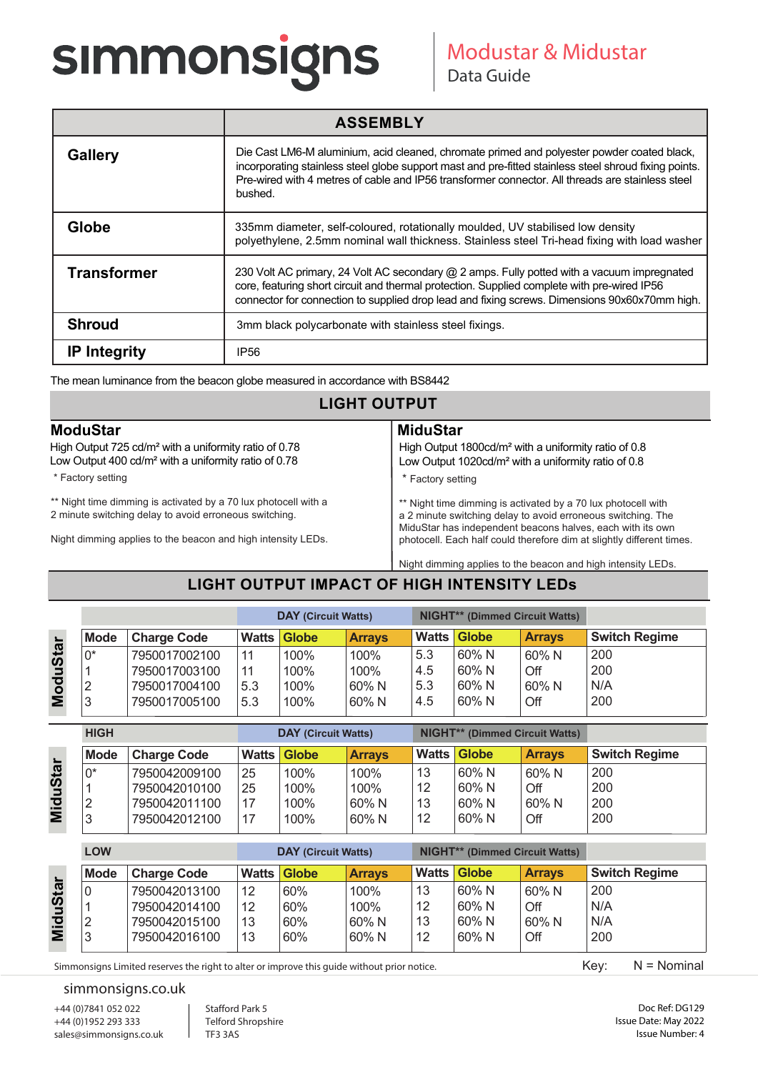# simmonsigns

## Modustar & Midustar
Data Guide

| | ASSEMBLY |
|---|---|
| **Gallery** | Die Cast LM6-M aluminium, acid cleaned, chromate primed and polyester powder coated black, incorporating stainless steel globe support mast and pre-fitted stainless steel shroud fixing points. Pre-wired with 4 metres of cable and IP56 transformer connector. All threads are stainless steel bushed. |
| **Globe** | 335mm diameter, self-coloured, rotationally moulded, UV stabilised low density polyethylene, 2.5mm nominal wall thickness. Stainless steel Tri-head fixing with load washer |
| **Transformer** | 230 Volt AC primary, 24 Volt AC secondary @ 2 amps. Fully potted with a vacuum impregnated core, featuring short circuit and thermal protection. Supplied complete with pre-wired IP56 connector for connection to supplied drop lead and fixing screws. Dimensions 90x60x70mm high. |
| **Shroud** | 3mm black polycarbonate with stainless steel fixings. |
| **IP Integrity** | IP56 |

The mean luminance from the beacon globe measured in accordance with BS8442

## LIGHT OUTPUT

### ModuStar

High Output 725 cd/m² with a uniformity ratio of 0.78
Low Output 400 cd/m² with a uniformity ratio of 0.78

\* Factory setting

** Night time dimming is activated by a 70 lux photocell with a 2 minute switching delay to avoid erroneous switching.

Night dimming applies to the beacon and high intensity LEDs.

### MiduStar

High Output 1800cd/m² with a uniformity ratio of 0.8
Low Output 1020cd/m² with a uniformity ratio of 0.8

\* Factory setting

** Night time dimming is activated by a 70 lux photocell with a 2 minute switching delay to avoid erroneous switching. The MiduStar has independent beacons halves, each with its own photocell. Each half could therefore dim at slightly different times.

Night dimming applies to the beacon and high intensity LEDs.

## LIGHT OUTPUT IMPACT OF HIGH INTENSITY LEDs

**ModuStar**

| | | DAY (Circuit Watts) | | | NIGHT** (Dimmed Circuit Watts) | | | |
|---|---|---|---|---|---|---|---|---|
| Mode | Charge Code | Watts | Globe | Arrays | Watts | Globe | Arrays | Switch Regime |
| 0* | 7950017002100 | 11 | 100% | 100% | 5.3 | 60% N | 60% N | 200 |
| 1 | 7950017003100 | 11 | 100% | 100% | 4.5 | 60% N | Off | 200 |
| 2 | 7950017004100 | 5.3 | 100% | 60% N | 5.3 | 60% N | 60% N | N/A |
| 3 | 7950017005100 | 5.3 | 100% | 60% N | 4.5 | 60% N | Off | 200 |

**MiduStar**

| HIGH | | DAY (Circuit Watts) | | | NIGHT** (Dimmed Circuit Watts) | | | |
|---|---|---|---|---|---|---|---|---|
| Mode | Charge Code | Watts | Globe | Arrays | Watts | Globe | Arrays | Switch Regime |
| 0* | 7950042009100 | 25 | 100% | 100% | 13 | 60% N | 60% N | 200 |
| 1 | 7950042010100 | 25 | 100% | 100% | 12 | 60% N | Off | 200 |
| 2 | 7950042011100 | 17 | 100% | 60% N | 13 | 60% N | 60% N | 200 |
| 3 | 7950042012100 | 17 | 100% | 60% N | 12 | 60% N | Off | 200 |

**MiduStar**

| LOW | | DAY (Circuit Watts) | | | NIGHT** (Dimmed Circuit Watts) | | | |
|---|---|---|---|---|---|---|---|---|
| Mode | Charge Code | Watts | Globe | Arrays | Watts | Globe | Arrays | Switch Regime |
| 0 | 7950042013100 | 12 | 60% | 100% | 13 | 60% N | 60% N | 200 |
| 1 | 7950042014100 | 12 | 60% | 100% | 12 | 60% N | Off | N/A |
| 2 | 7950042015100 | 13 | 60% | 60% N | 13 | 60% N | 60% N | N/A |
| 3 | 7950042016100 | 13 | 60% | 60% N | 12 | 60% N | Off | 200 |

Simmonsigns Limited reserves the right to alter or improve this guide without prior notice.

Key: N = Nominal

simmonsigns.co.uk

+44 (0)7841 052 022
+44 (0)1952 293 333
sales@simmonsigns.co.uk

Stafford Park 5
Telford Shropshire
TF3 3AS

Doc Ref: DG129
Issue Date: May 2022
Issue Number: 4